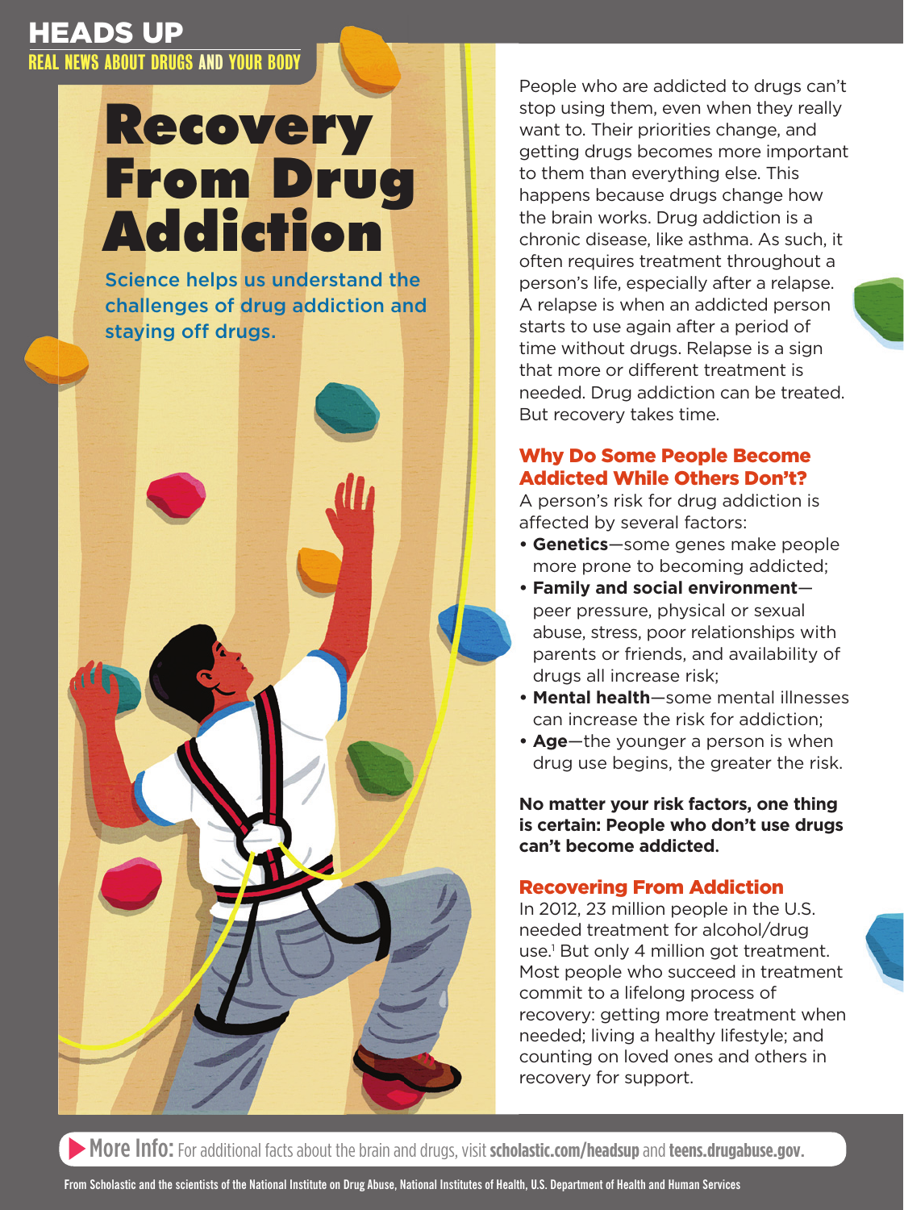HEADS UP

REAL NEWS ABOUT DRUGS AND YOUR BODY

# Recovery From Drug Addiction

Science helps us understand the challenges of drug addiction and staying off drugs.

People who are addicted to drugs can't stop using them, even when they really want to. Their priorities change, and getting drugs becomes more important to them than everything else. This happens because drugs change how the brain works. Drug addiction is a chronic disease, like asthma. As such, it often requires treatment throughout a person's life, especially after a relapse. A relapse is when an addicted person starts to use again after a period of time without drugs. Relapse is a sign that more or different treatment is needed. Drug addiction can be treated. But recovery takes time.

## Why Do Some People Become Addicted While Others Don't?

A person's risk for drug addiction is affected by several factors:

- **Genetics**—some genes make people more prone to becoming addicted;
- **Family and social environment**—peer pressure, physical or sexual abuse, stress, poor relationships with parents or friends, and availability of drugs all increase risk;
- **Mental health**—some mental illnesses can increase the risk for addiction;
- **Age**—the younger a person is when drug use begins, the greater the risk.

**No matter your risk factors, one thing is certain: People who don't use drugs can't become addicted.**

## Recovering From Addiction

In 2012, 23 million people in the U.S. needed treatment for alcohol/drug use.[1] But only 4 million got treatment. Most people who succeed in treatment commit to a lifelong process of recovery: getting more treatment when needed; living a healthy lifestyle; and counting on loved ones and others in recovery for support.

**More Info:** For additional facts about the brain and drugs, visit **scholastic.com/headsup** and **teens.drugabuse.gov**.

From Scholastic and the scientists of the National Institute on Drug Abuse, National Institutes of Health, U.S. Department of Health and Human Services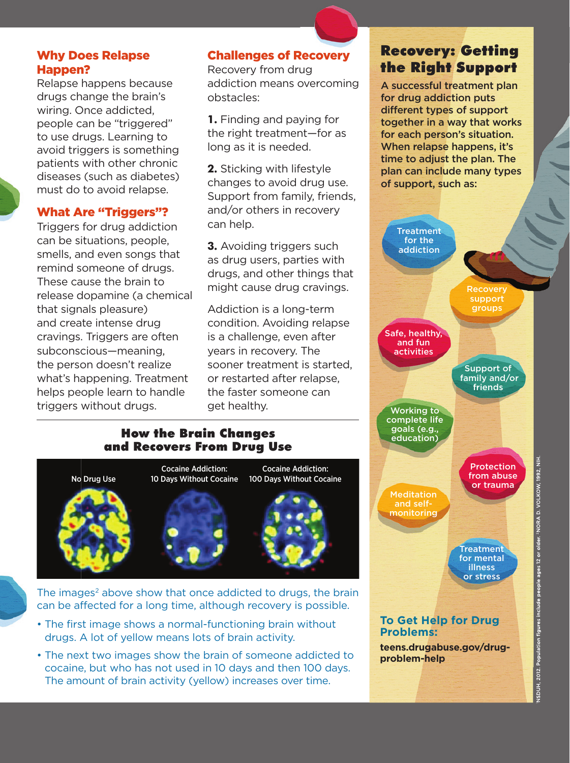## Why Does Relapse Happen?

Relapse happens because drugs change the brain's wiring. Once addicted, people can be "triggered" to use drugs. Learning to avoid triggers is something patients with other chronic diseases (such as diabetes) must do to avoid relapse.

## What Are "Triggers"?

Triggers for drug addiction can be situations, people, smells, and even songs that remind someone of drugs. These cause the brain to release dopamine (a chemical that signals pleasure) and create intense drug cravings. Triggers are often subconscious—meaning, the person doesn't realize what's happening. Treatment helps people learn to handle triggers without drugs.

## Challenges of Recovery

Recovery from drug addiction means overcoming obstacles:

**1.** Finding and paying for the right treatment—for as long as it is needed.

**2.** Sticking with lifestyle changes to avoid drug use. Support from family, friends, and/or others in recovery can help.

**3.** Avoiding triggers such as drug users, parties with drugs, and other things that might cause drug cravings.

Addiction is a long-term condition. Avoiding relapse is a challenge, even after years in recovery. The sooner treatment is started, or restarted after relapse, the faster someone can get healthy.

## How the Brain Changes and Recovers From Drug Use

No Drug Use

Cocaine Addiction: 10 Days Without Cocaine

Cocaine Addiction: 100 Days Without Cocaine

The images[2] above show that once addicted to drugs, the brain can be affected for a long time, although recovery is possible.

- The first image shows a normal-functioning brain without drugs. A lot of yellow means lots of brain activity.
- The next two images show the brain of someone addicted to cocaine, but who has not used in 10 days and then 100 days. The amount of brain activity (yellow) increases over time.

## Recovery: Getting the Right Support

**A successful treatment plan for drug addiction puts different types of support together in a way that works for each person's situation. When relapse happens, it's time to adjust the plan. The plan can include many types of support, such as:**

- Treatment for the addiction
- Recovery support groups
- Safe, healthy, and fun activities
- Support of family and/or friends
- Working to complete life goals (e.g., education)
- Protection from abuse or trauma
- Meditation and self-monitoring
- Treatment for mental illness or stress

### To Get Help for Drug Problems:

**teens.drugabuse.gov/drug-problem-help**

NSDUH, 2012. Population figures include people ages 12 or older. [2]NORA D. VOLKOW, 1992, NIH.